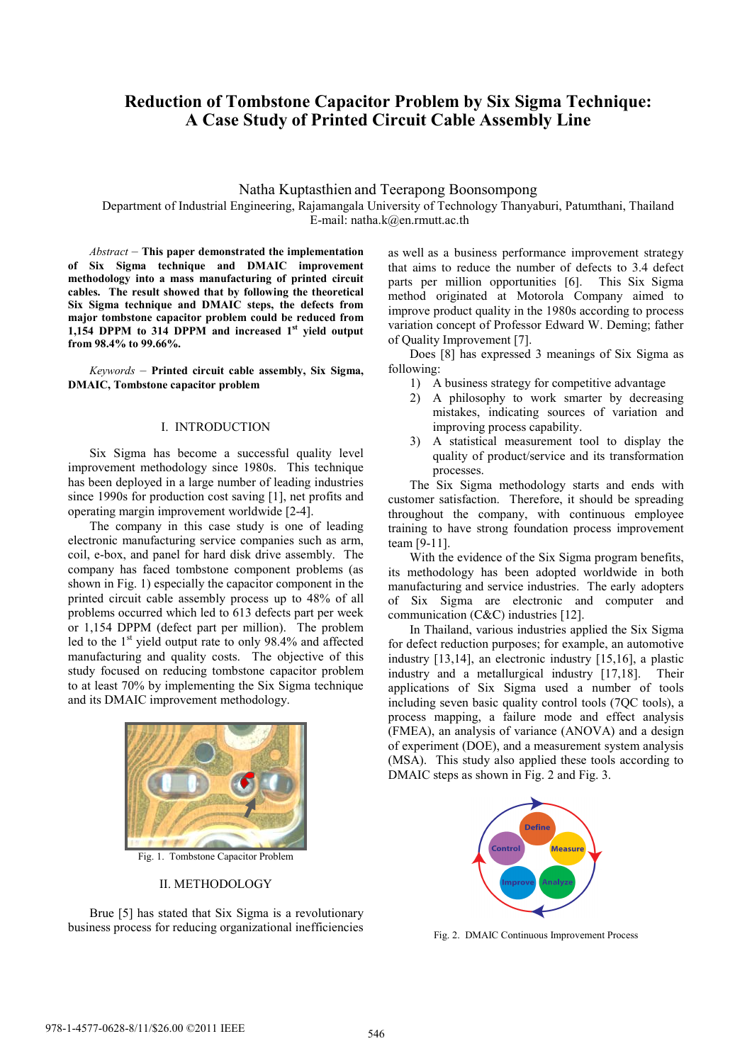# Reduction of Tombstone Capacitor Problem by Six Sigma Technique: A Case Study of Printed Circuit Cable Assembly Line

Natha Kuptasthien and Teerapong Boonsompong

Department of Industrial Engineering, Rajamangala University of Technology Thanyaburi, Patumthani, Thailand

E-mail: natha.k@en.rmutt.ac.th

*Abstract* – **This paper demonstrated the implementation of Six Sigma technique and DMAIC improvement methodology into a mass manufacturing of printed circuit cables. The result showed that by following the theoretical Six Sigma technique and DMAIC steps, the defects from major tombstone capacitor problem could be reduced from 1,154 DPPM to 314 DPPM and increased 1st yield output from 98.4% to 99.66%.**

*Keywords* – **Printed circuit cable assembly, Six Sigma, DMAIC, Tombstone capacitor problem**

## I. INTRODUCTION

Six Sigma has become a successful quality level improvement methodology since 1980s. This technique has been deployed in a large number of leading industries since 1990s for production cost saving [1], net profits and operating margin improvement worldwide [2-4].

The company in this case study is one of leading electronic manufacturing service companies such as arm, coil, e-box, and panel for hard disk drive assembly. The company has faced tombstone component problems (as shown in Fig. 1) especially the capacitor component in the printed circuit cable assembly process up to 48% of all problems occurred which led to 613 defects part per week or 1,154 DPPM (defect part per million). The problem led to the 1st yield output rate to only 98.4% and affected manufacturing and quality costs. The objective of this study focused on reducing tombstone capacitor problem to at least 70% by implementing the Six Sigma technique and its DMAIC improvement methodology.

Fig. 1. Tombstone Capacitor Problem

## II. METHODOLOGY

Brue [5] has stated that Six Sigma is a revolutionary business process for reducing organizational inefficiencies as well as a business performance improvement strategy that aims to reduce the number of defects to 3.4 defect parts per million opportunities [6]. This Six Sigma method originated at Motorola Company aimed to improve product quality in the 1980s according to process variation concept of Professor Edward W. Deming; father of Quality Improvement [7].

Does [8] has expressed 3 meanings of Six Sigma as following:

1) A business strategy for competitive advantage
2) A philosophy to work smarter by decreasing mistakes, indicating sources of variation and improving process capability.
3) A statistical measurement tool to display the quality of product/service and its transformation processes.

The Six Sigma methodology starts and ends with customer satisfaction. Therefore, it should be spreading throughout the company, with continuous employee training to have strong foundation process improvement team [9-11].

With the evidence of the Six Sigma program benefits, its methodology has been adopted worldwide in both manufacturing and service industries. The early adopters of Six Sigma are electronic and computer and communication (C&C) industries [12].

In Thailand, various industries applied the Six Sigma for defect reduction purposes; for example, an automotive industry [13,14], an electronic industry [15,16], a plastic industry and a metallurgical industry [17,18]. Their applications of Six Sigma used a number of tools including seven basic quality control tools (7QC tools), a process mapping, a failure mode and effect analysis (FMEA), an analysis of variance (ANOVA) and a design of experiment (DOE), and a measurement system analysis (MSA). This study also applied these tools according to DMAIC steps as shown in Fig. 2 and Fig. 3.

Fig. 2. DMAIC Continuous Improvement Process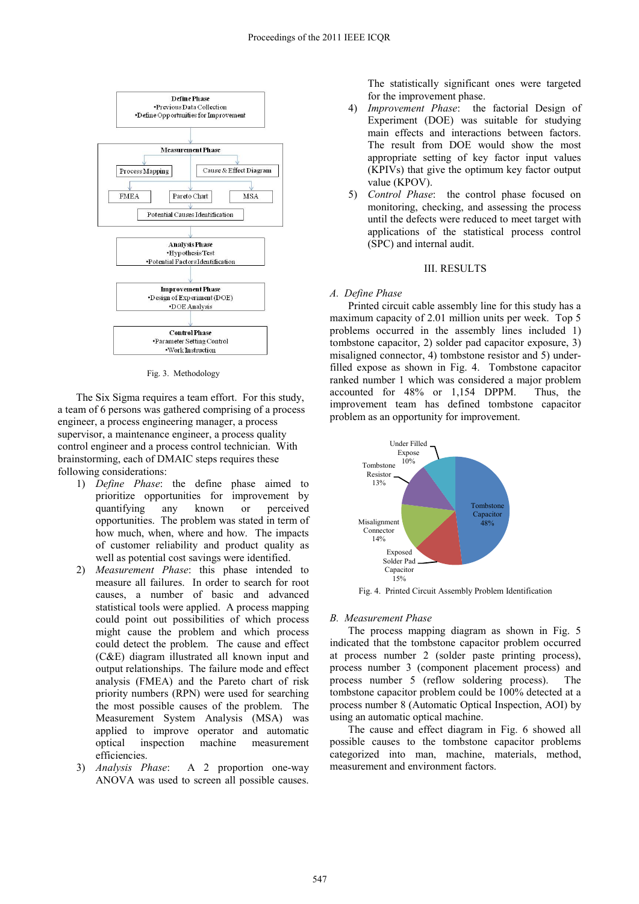Fig. 3. Methodology

The Six Sigma requires a team effort. For this study, a team of 6 persons was gathered comprising of a process engineer, a process engineering manager, a process supervisor, a maintenance engineer, a process quality control engineer and a process control technician. With brainstorming, each of DMAIC steps requires these following considerations:

1) *Define Phase*: the define phase aimed to prioritize opportunities for improvement by quantifying any known or perceived opportunities. The problem was stated in term of how much, when, where and how. The impacts of customer reliability and product quality as well as potential cost savings were identified.
2) *Measurement Phase*: this phase intended to measure all failures. In order to search for root causes, a number of basic and advanced statistical tools were applied. A process mapping could point out possibilities of which process might cause the problem and which process could detect the problem. The cause and effect (C&E) diagram illustrated all known input and output relationships. The failure mode and effect analysis (FMEA) and the Pareto chart of risk priority numbers (RPN) were used for searching the most possible causes of the problem. The Measurement System Analysis (MSA) was applied to improve operator and automatic optical inspection machine measurement efficiencies.
3) *Analysis Phase*: A 2 proportion one-way ANOVA was used to screen all possible causes. The statistically significant ones were targeted for the improvement phase.
4) *Improvement Phase*: the factorial Design of Experiment (DOE) was suitable for studying main effects and interactions between factors. The result from DOE would show the most appropriate setting of key factor input values (KPIVs) that give the optimum key factor output value (KPOV).
5) *Control Phase*: the control phase focused on monitoring, checking, and assessing the process until the defects were reduced to meet target with applications of the statistical process control (SPC) and internal audit.

## III. RESULTS

### *A. Define Phase*

Printed circuit cable assembly line for this study has a maximum capacity of 2.01 million units per week. Top 5 problems occurred in the assembly lines included 1) tombstone capacitor, 2) solder pad capacitor exposure, 3) misaligned connector, 4) tombstone resistor and 5) under-filled expose as shown in Fig. 4. Tombstone capacitor ranked number 1 which was considered a major problem accounted for 48% or 1,154 DPPM. Thus, the improvement team has defined tombstone capacitor problem as an opportunity for improvement.

Fig. 4. Printed Circuit Assembly Problem Identification

### *B. Measurement Phase*

The process mapping diagram as shown in Fig. 5 indicated that the tombstone capacitor problem occurred at process number 2 (solder paste printing process), process number 3 (component placement process) and process number 5 (reflow soldering process). The tombstone capacitor problem could be 100% detected at a process number 8 (Automatic Optical Inspection, AOI) by using an automatic optical machine.

The cause and effect diagram in Fig. 6 showed all possible causes to the tombstone capacitor problems categorized into man, machine, materials, method, measurement and environment factors.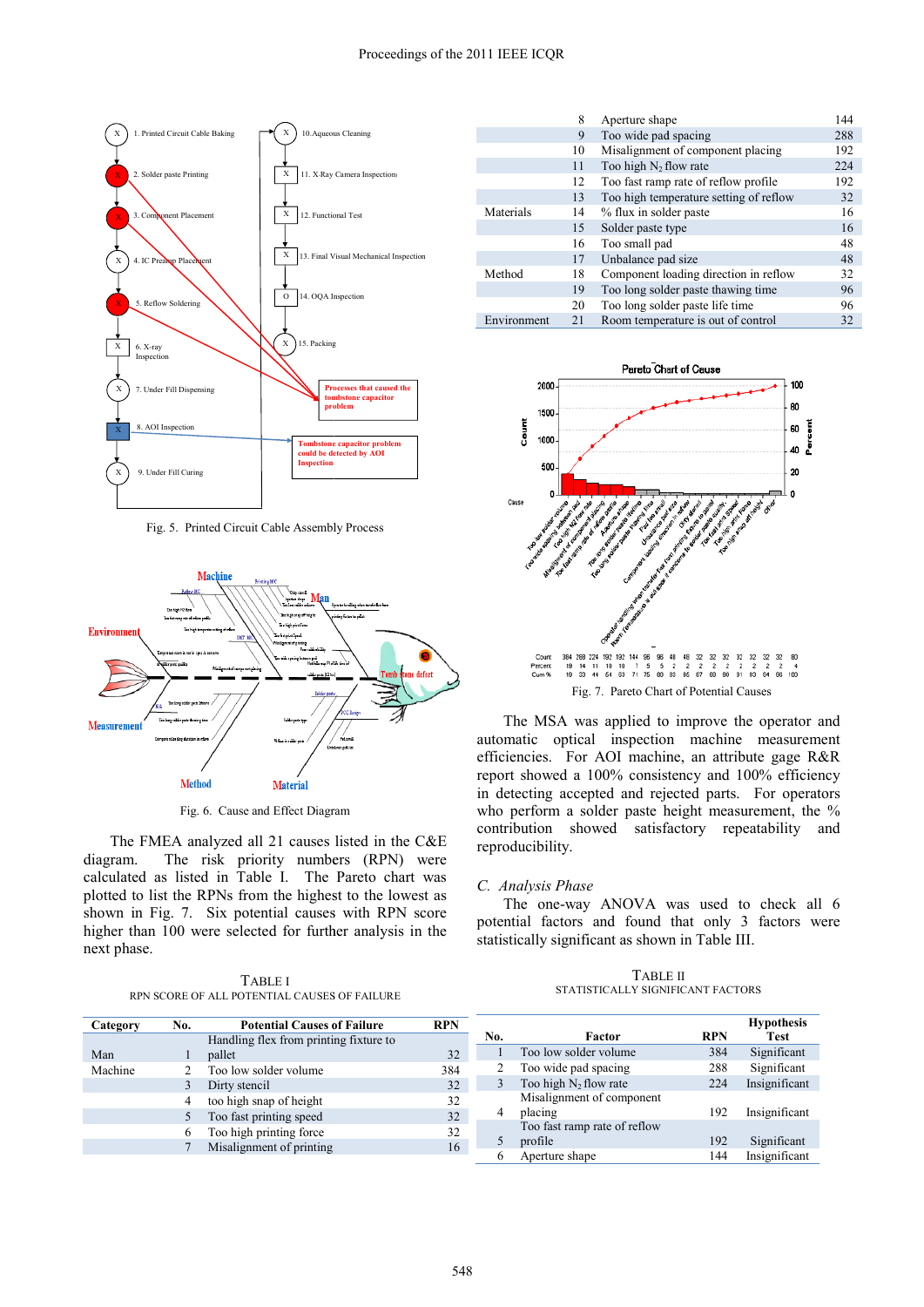Fig. 5. Printed Circuit Cable Assembly Process

Fig. 6. Cause and Effect Diagram

The FMEA analyzed all 21 causes listed in the C&E diagram. The risk priority numbers (RPN) were calculated as listed in Table I. The Pareto chart was plotted to list the RPNs from the highest to the lowest as shown in Fig. 7. Six potential causes with RPN score higher than 100 were selected for further analysis in the next phase.

TABLE I
RPN SCORE OF ALL POTENTIAL CAUSES OF FAILURE

| Category | No. | Potential Causes of Failure | RPN |
|---|---|---|---|
| Man | 1 | Handling flex from printing fixture to pallet | 32 |
| Machine | 2 | Too low solder volume | 384 |
| | 3 | Dirty stencil | 32 |
| | 4 | too high snap of height | 32 |
| | 5 | Too fast printing speed | 32 |
| | 6 | Too high printing force | 32 |
| | 7 | Misalignment of printing | 16 |
| | 8 | Aperture shape | 144 |
| | 9 | Too wide pad spacing | 288 |
| | 10 | Misalignment of component placing | 192 |
| | 11 | Too high $N_2$ flow rate | 224 |
| | 12 | Too fast ramp rate of reflow profile | 192 |
| | 13 | Too high temperature setting of reflow | 32 |
| Materials | 14 | % flux in solder paste | 16 |
| | 15 | Solder paste type | 16 |
| | 16 | Too small pad | 48 |
| | 17 | Unbalance pad size | 48 |
| Method | 18 | Component loading direction in reflow | 32 |
| | 19 | Too long solder paste thawing time | 96 |
| | 20 | Too long solder paste life time | 96 |
| Environment | 21 | Room temperature is out of control | 32 |

Fig. 7. Pareto Chart of Potential Causes

The MSA was applied to improve the operator and automatic optical inspection machine measurement efficiencies. For AOI machine, an attribute gage R&R report showed a 100% consistency and 100% efficiency in detecting accepted and rejected parts. For operators who perform a solder paste height measurement, the % contribution showed satisfactory repeatability and reproducibility.

### *C. Analysis Phase*

The one-way ANOVA was used to check all 6 potential factors and found that only 3 factors were statistically significant as shown in Table III.

TABLE II
STATISTICALLY SIGNIFICANT FACTORS

| No. | Factor | RPN | Hypothesis Test |
|---|---|---|---|
| 1 | Too low solder volume | 384 | Significant |
| 2 | Too wide pad spacing | 288 | Significant |
| 3 | Too high $N_2$ flow rate | 224 | Insignificant |
| 4 | Misalignment of component placing | 192 | Insignificant |
| 5 | Too fast ramp rate of reflow profile | 192 | Significant |
| 6 | Aperture shape | 144 | Insignificant |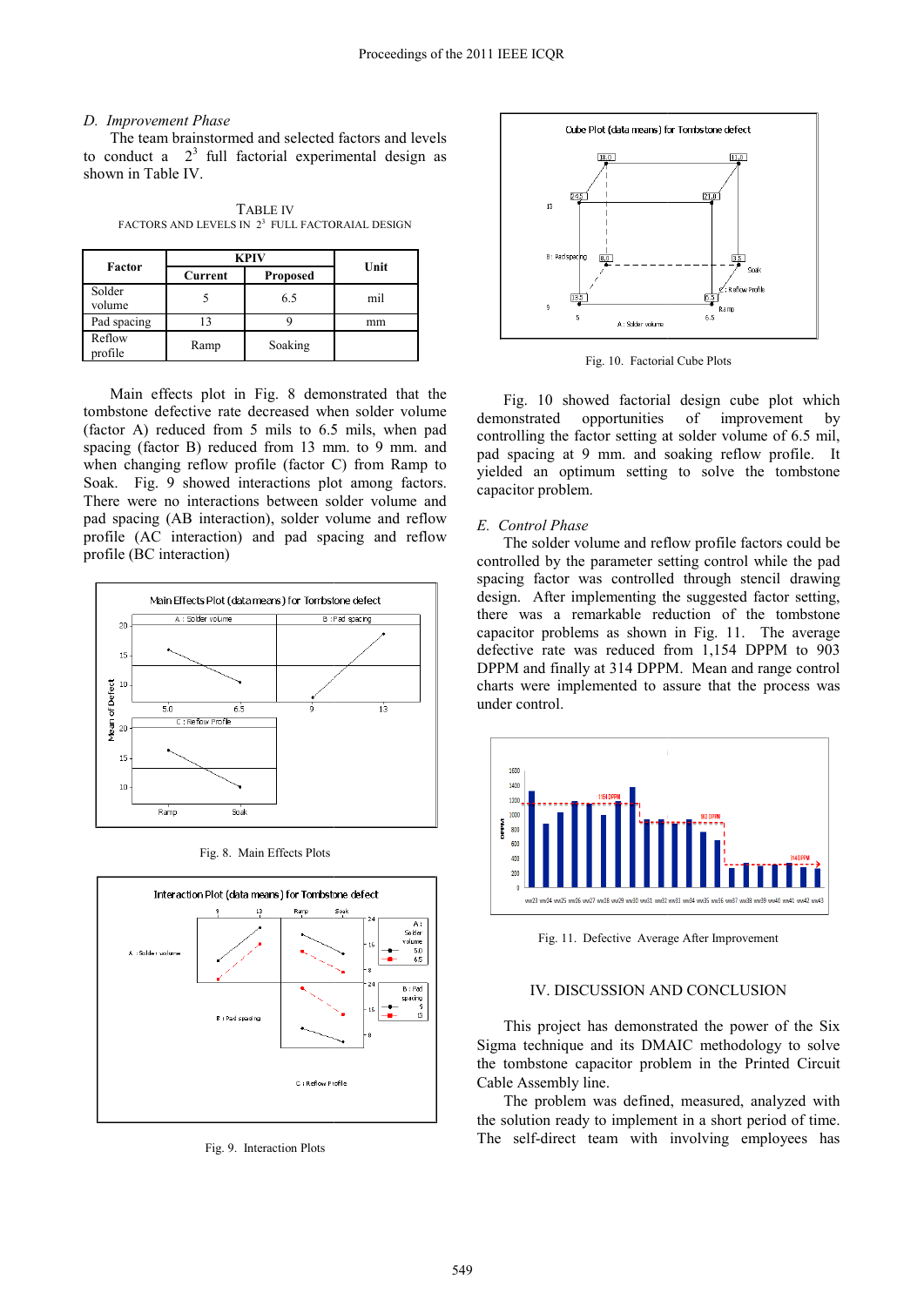### D. Improvement Phase

The team brainstormed and selected factors and levels to conduct a $2^3$ full factorial experimental design as shown in Table IV.

TABLE IV
FACTORS AND LEVELS IN $2^3$ FULL FACTORAIAL DESIGN

| Factor | KPIV | | Unit |
|---|---|---|---|
| | Current | Proposed | |
| Solder volume | 5 | 6.5 | mil |
| Pad spacing | 13 | 9 | mm |
| Reflow profile | Ramp | Soaking | |

Main effects plot in Fig. 8 demonstrated that the tombstone defective rate decreased when solder volume (factor A) reduced from 5 mils to 6.5 mils, when pad spacing (factor B) reduced from 13 mm. to 9 mm. and when changing reflow profile (factor C) from Ramp to Soak. Fig. 9 showed interactions plot among factors. There were no interactions between solder volume and pad spacing (AB interaction), solder volume and reflow profile (AC interaction) and pad spacing and reflow profile (BC interaction)

Fig. 8. Main Effects Plots

Fig. 9. Interaction Plots

Fig. 10. Factorial Cube Plots

Fig. 10 showed factorial design cube plot which demonstrated opportunities of improvement by controlling the factor setting at solder volume of 6.5 mil, pad spacing at 9 mm. and soaking reflow profile. It yielded an optimum setting to solve the tombstone capacitor problem.

### E. Control Phase

The solder volume and reflow profile factors could be controlled by the parameter setting control while the pad spacing factor was controlled through stencil drawing design. After implementing the suggested factor setting, there was a remarkable reduction of the tombstone capacitor problems as shown in Fig. 11. The average defective rate was reduced from 1,154 DPPM to 903 DPPM and finally at 314 DPPM. Mean and range control charts were implemented to assure that the process was under control.

Fig. 11. Defective Average After Improvement

## IV. DISCUSSION AND CONCLUSION

This project has demonstrated the power of the Six Sigma technique and its DMAIC methodology to solve the tombstone capacitor problem in the Printed Circuit Cable Assembly line.

The problem was defined, measured, analyzed with the solution ready to implement in a short period of time. The self-direct team with involving employees has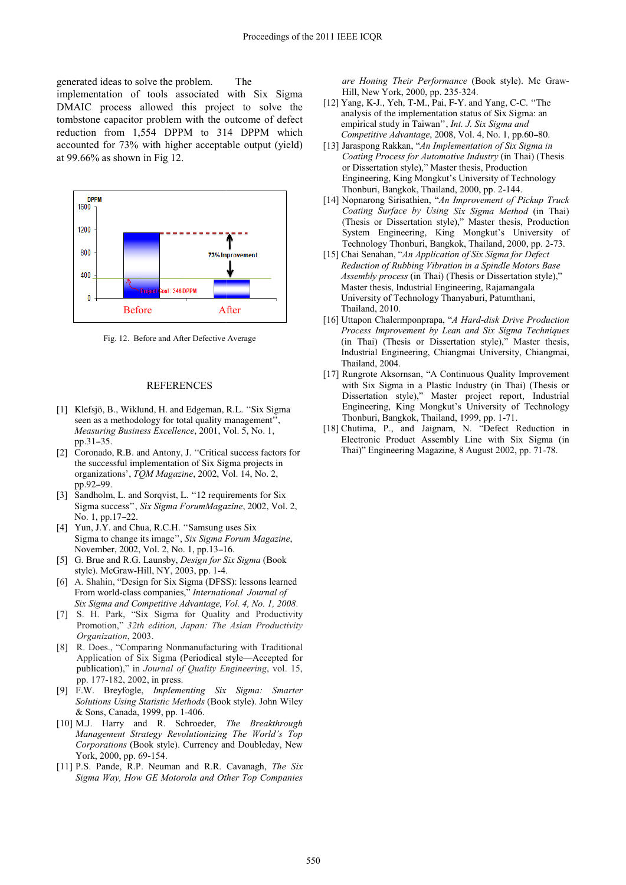generated ideas to solve the problem. The implementation of tools associated with Six Sigma DMAIC process allowed this project to solve the tombstone capacitor problem with the outcome of defect reduction from 1,554 DPPM to 314 DPPM which accounted for 73% with higher acceptable output (yield) at 99.66% as shown in Fig 12.

DPPM
1600
1200
800
400
0
73% Improvement
Project Goal : 346 DPPM
Before
After

Fig. 12. Before and After Defective Average

## REFERENCES

[1] Klefsjö, B., Wiklund, H. and Edgeman, R.L. "Six Sigma seen as a methodology for total quality management", *Measuring Business Excellence*, 2001, Vol. 5, No. 1, pp.31–35.

[2] Coronado, R.B. and Antony, J. "Critical success factors for the successful implementation of Six Sigma projects in organizations', *TQM Magazine*, 2002, Vol. 14, No. 2, pp.92–99.

[3] Sandholm, L. and Sorqvist, L. "12 requirements for Six Sigma success", *Six Sigma ForumMagazine*, 2002, Vol. 2, No. 1, pp.17–22.

[4] Yun, J.Y. and Chua, R.C.H. "Samsung uses Six Sigma to change its image", *Six Sigma Forum Magazine*, November, 2002, Vol. 2, No. 1, pp.13–16.

[5] G. Brue and R.G. Launsby, *Design for Six Sigma* (Book style). McGraw-Hill, NY, 2003, pp. 1-4.

[6] A. Shahin, "Design for Six Sigma (DFSS): lessons learned From world-class companies," *International Journal of Six Sigma and Competitive Advantage, Vol. 4, No. 1, 2008.*

[7] S. H. Park, "Six Sigma for Quality and Productivity Promotion," *32th edition, Japan: The Asian Productivity Organization*, 2003.

[8] R. Does., "Comparing Nonmanufacturing with Traditional Application of Six Sigma (Periodical style—Accepted for publication)," in *Journal of Quality Engineering*, vol. 15, pp. 177-182, 2002, in press.

[9] F.W. Breyfogle, *Implementing Six Sigma: Smarter Solutions Using Statistic Methods* (Book style). John Wiley & Sons, Canada, 1999, pp. 1-406.

[10] M.J. Harry and R. Schroeder, *The Breakthrough Management Strategy Revolutionizing The World's Top Corporations* (Book style). Currency and Doubleday, New York, 2000, pp. 69-154.

[11] P.S. Pande, R.P. Neuman and R.R. Cavanagh, *The Six Sigma Way, How GE Motorola and Other Top Companies are Honing Their Performance* (Book style). Mc Graw-Hill, New York, 2000, pp. 235-324.

[12] Yang, K-J., Yeh, T-M., Pai, F-Y. and Yang, C-C. "The analysis of the implementation status of Six Sigma: an empirical study in Taiwan", *Int. J. Six Sigma and Competitive Advantage*, 2008, Vol. 4, No. 1, pp.60–80.

[13] Jaraspong Rakkan, "*An Implementation of Six Sigma in Coating Process for Automotive Industry* (in Thai) (Thesis or Dissertation style)," Master thesis, Production Engineering, King Mongkut's University of Technology Thonburi, Bangkok, Thailand, 2000, pp. 2-144.

[14] Nopnarong Sirisathien, "*An Improvement of Pickup Truck Coating Surface by Using Six Sigma Method* (in Thai) (Thesis or Dissertation style)," Master thesis, Production System Engineering, King Mongkut's University of Technology Thonburi, Bangkok, Thailand, 2000, pp. 2-73.

[15] Chai Senahan, "*An Application of Six Sigma for Defect Reduction of Rubbing Vibration in a Spindle Motors Base Assembly process* (in Thai) (Thesis or Dissertation style)," Master thesis, Industrial Engineering, Rajamangala University of Technology Thanyaburi, Patumthani, Thailand, 2010.

[16] Uttapon Chalermponprapa, "*A Hard-disk Drive Production Process Improvement by Lean and Six Sigma Techniques* (in Thai) (Thesis or Dissertation style)," Master thesis, Industrial Engineering, Chiangmai University, Chiangmai, Thailand, 2004.

[17] Rungrote Aksornsan, "A Continuous Quality Improvement with Six Sigma in a Plastic Industry (in Thai) (Thesis or Dissertation style)," Master project report, Industrial Engineering, King Mongkut's University of Technology Thonburi, Bangkok, Thailand, 1999, pp. 1-71.

[18] Chutima, P., and Jaignam, N. "Defect Reduction in Electronic Product Assembly Line with Six Sigma (in Thai)" Engineering Magazine, 8 August 2002, pp. 71-78.